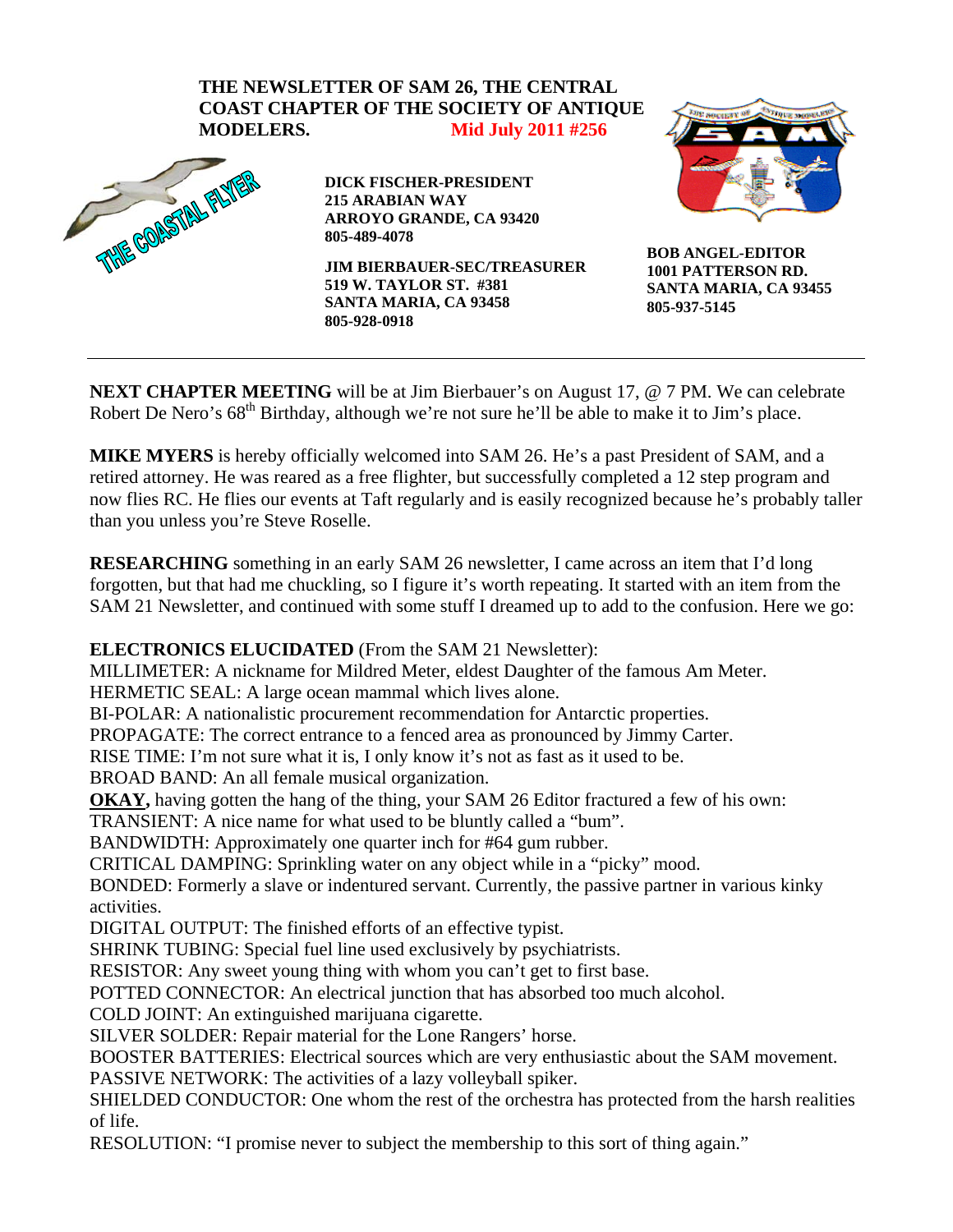**THE NEWSLETTER OF SAM 26, THE CENTRAL COAST CHAPTER OF THE SOCIETY OF ANTIQUE MODELERS.** Mid July 2011 #256

THE COASTAL FLYER

**DICK FISCHER-PRESIDENT**
**215 ARABIAN WAY**
**ARROYO GRANDE, CA 93420**
**805-489-4078**

**JIM BIERBAUER-SEC/TREASURER**
**519 W. TAYLOR ST. #381**
**SANTA MARIA, CA 93458**
**805-928-0918**

**BOB ANGEL-EDITOR**
**1001 PATTERSON RD.**
**SANTA MARIA, CA 93455**
**805-937-5145**

---

**NEXT CHAPTER MEETING** will be at Jim Bierbauer's on August 17, @ 7 PM. We can celebrate Robert De Nero's 68th Birthday, although we're not sure he'll be able to make it to Jim's place.

**MIKE MYERS** is hereby officially welcomed into SAM 26. He's a past President of SAM, and a retired attorney. He was reared as a free flighter, but successfully completed a 12 step program and now flies RC. He flies our events at Taft regularly and is easily recognized because he's probably taller than you unless you're Steve Roselle.

**RESEARCHING** something in an early SAM 26 newsletter, I came across an item that I'd long forgotten, but that had me chuckling, so I figure it's worth repeating. It started with an item from the SAM 21 Newsletter, and continued with some stuff I dreamed up to add to the confusion. Here we go:

**ELECTRONICS ELUCIDATED** (From the SAM 21 Newsletter):
MILLIMETER: A nickname for Mildred Meter, eldest Daughter of the famous Am Meter.
HERMETIC SEAL: A large ocean mammal which lives alone.
BI-POLAR: A nationalistic procurement recommendation for Antarctic properties.
PROPAGATE: The correct entrance to a fenced area as pronounced by Jimmy Carter.
RISE TIME: I'm not sure what it is, I only know it's not as fast as it used to be.
BROAD BAND: An all female musical organization.
**OKAY,** having gotten the hang of the thing, your SAM 26 Editor fractured a few of his own:
TRANSIENT: A nice name for what used to be bluntly called a "bum".
BANDWIDTH: Approximately one quarter inch for #64 gum rubber.
CRITICAL DAMPING: Sprinkling water on any object while in a "picky" mood.
BONDED: Formerly a slave or indentured servant. Currently, the passive partner in various kinky activities.
DIGITAL OUTPUT: The finished efforts of an effective typist.
SHRINK TUBING: Special fuel line used exclusively by psychiatrists.
RESISTOR: Any sweet young thing with whom you can't get to first base.
POTTED CONNECTOR: An electrical junction that has absorbed too much alcohol.
COLD JOINT: An extinguished marijuana cigarette.
SILVER SOLDER: Repair material for the Lone Rangers' horse.
BOOSTER BATTERIES: Electrical sources which are very enthusiastic about the SAM movement.
PASSIVE NETWORK: The activities of a lazy volleyball spiker.
SHIELDED CONDUCTOR: One whom the rest of the orchestra has protected from the harsh realities of life.
RESOLUTION: "I promise never to subject the membership to this sort of thing again."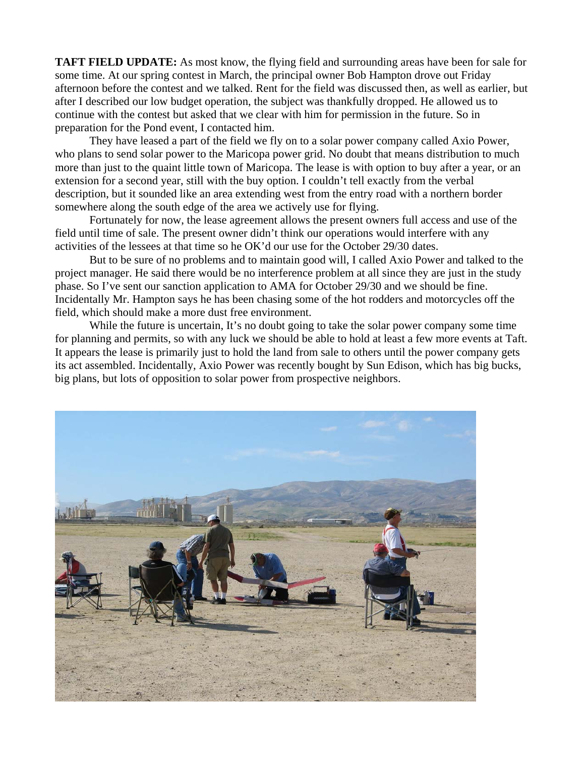**TAFT FIELD UPDATE:** As most know, the flying field and surrounding areas have been for sale for some time. At our spring contest in March, the principal owner Bob Hampton drove out Friday afternoon before the contest and we talked. Rent for the field was discussed then, as well as earlier, but after I described our low budget operation, the subject was thankfully dropped. He allowed us to continue with the contest but asked that we clear with him for permission in the future. So in preparation for the Pond event, I contacted him.

They have leased a part of the field we fly on to a solar power company called Axio Power, who plans to send solar power to the Maricopa power grid. No doubt that means distribution to much more than just to the quaint little town of Maricopa. The lease is with option to buy after a year, or an extension for a second year, still with the buy option. I couldn't tell exactly from the verbal description, but it sounded like an area extending west from the entry road with a northern border somewhere along the south edge of the area we actively use for flying.

Fortunately for now, the lease agreement allows the present owners full access and use of the field until time of sale. The present owner didn't think our operations would interfere with any activities of the lessees at that time so he OK'd our use for the October 29/30 dates.

But to be sure of no problems and to maintain good will, I called Axio Power and talked to the project manager. He said there would be no interference problem at all since they are just in the study phase. So I've sent our sanction application to AMA for October 29/30 and we should be fine. Incidentally Mr. Hampton says he has been chasing some of the hot rodders and motorcycles off the field, which should make a more dust free environment.

While the future is uncertain, It's no doubt going to take the solar power company some time for planning and permits, so with any luck we should be able to hold at least a few more events at Taft. It appears the lease is primarily just to hold the land from sale to others until the power company gets its act assembled. Incidentally, Axio Power was recently bought by Sun Edison, which has big bucks, big plans, but lots of opposition to solar power from prospective neighbors.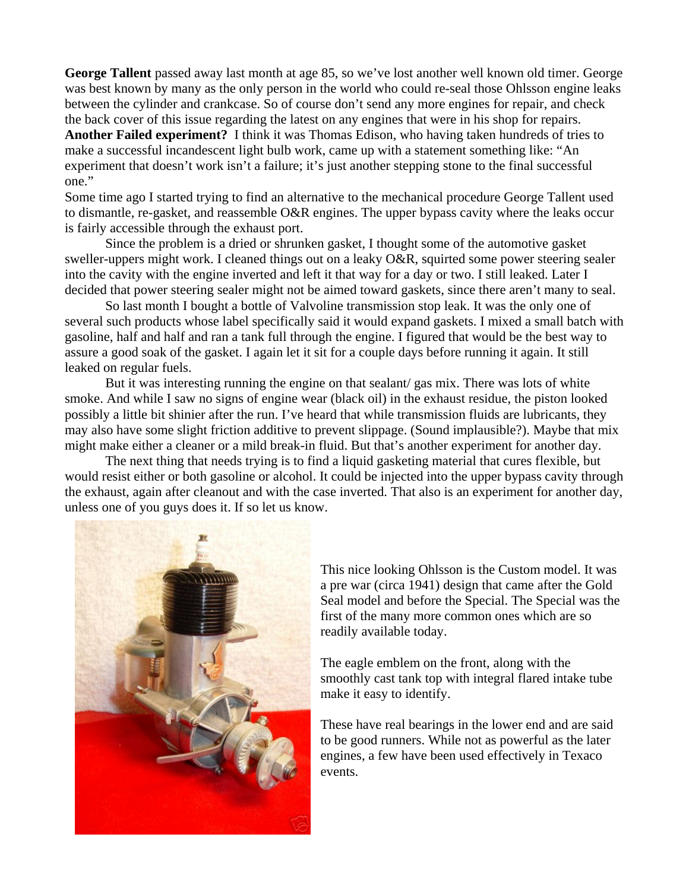**George Tallent** passed away last month at age 85, so we've lost another well known old timer. George was best known by many as the only person in the world who could re-seal those Ohlsson engine leaks between the cylinder and crankcase. So of course don't send any more engines for repair, and check the back cover of this issue regarding the latest on any engines that were in his shop for repairs.

**Another Failed experiment?** I think it was Thomas Edison, who having taken hundreds of tries to make a successful incandescent light bulb work, came up with a statement something like: "An experiment that doesn't work isn't a failure; it's just another stepping stone to the final successful one."

Some time ago I started trying to find an alternative to the mechanical procedure George Tallent used to dismantle, re-gasket, and reassemble O&R engines. The upper bypass cavity where the leaks occur is fairly accessible through the exhaust port.

Since the problem is a dried or shrunken gasket, I thought some of the automotive gasket sweller-uppers might work. I cleaned things out on a leaky O&R, squirted some power steering sealer into the cavity with the engine inverted and left it that way for a day or two. I still leaked. Later I decided that power steering sealer might not be aimed toward gaskets, since there aren't many to seal.

So last month I bought a bottle of Valvoline transmission stop leak. It was the only one of several such products whose label specifically said it would expand gaskets. I mixed a small batch with gasoline, half and half and ran a tank full through the engine. I figured that would be the best way to assure a good soak of the gasket. I again let it sit for a couple days before running it again. It still leaked on regular fuels.

But it was interesting running the engine on that sealant/ gas mix. There was lots of white smoke. And while I saw no signs of engine wear (black oil) in the exhaust residue, the piston looked possibly a little bit shinier after the run. I've heard that while transmission fluids are lubricants, they may also have some slight friction additive to prevent slippage. (Sound implausible?). Maybe that mix might make either a cleaner or a mild break-in fluid. But that's another experiment for another day.

The next thing that needs trying is to find a liquid gasketing material that cures flexible, but would resist either or both gasoline or alcohol. It could be injected into the upper bypass cavity through the exhaust, again after cleanout and with the case inverted. That also is an experiment for another day, unless one of you guys does it. If so let us know.

This nice looking Ohlsson is the Custom model. It was a pre war (circa 1941) design that came after the Gold Seal model and before the Special. The Special was the first of the many more common ones which are so readily available today.

The eagle emblem on the front, along with the smoothly cast tank top with integral flared intake tube make it easy to identify.

These have real bearings in the lower end and are said to be good runners. While not as powerful as the later engines, a few have been used effectively in Texaco events.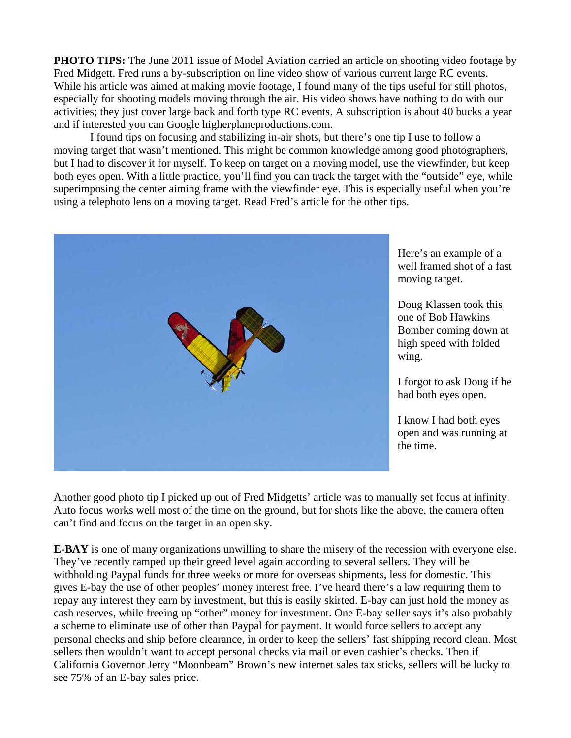**PHOTO TIPS:** The June 2011 issue of Model Aviation carried an article on shooting video footage by Fred Midgett. Fred runs a by-subscription on line video show of various current large RC events. While his article was aimed at making movie footage, I found many of the tips useful for still photos, especially for shooting models moving through the air. His video shows have nothing to do with our activities; they just cover large back and forth type RC events. A subscription is about 40 bucks a year and if interested you can Google higherplaneproductions.com.

I found tips on focusing and stabilizing in-air shots, but there's one tip I use to follow a moving target that wasn't mentioned. This might be common knowledge among good photographers, but I had to discover it for myself. To keep on target on a moving model, use the viewfinder, but keep both eyes open. With a little practice, you'll find you can track the target with the "outside" eye, while superimposing the center aiming frame with the viewfinder eye. This is especially useful when you're using a telephoto lens on a moving target. Read Fred's article for the other tips.

Here's an example of a well framed shot of a fast moving target.

Doug Klassen took this one of Bob Hawkins Bomber coming down at high speed with folded wing.

I forgot to ask Doug if he had both eyes open.

I know I had both eyes open and was running at the time.

Another good photo tip I picked up out of Fred Midgetts' article was to manually set focus at infinity. Auto focus works well most of the time on the ground, but for shots like the above, the camera often can't find and focus on the target in an open sky.

**E-BAY** is one of many organizations unwilling to share the misery of the recession with everyone else. They've recently ramped up their greed level again according to several sellers. They will be withholding Paypal funds for three weeks or more for overseas shipments, less for domestic. This gives E-bay the use of other peoples' money interest free. I've heard there's a law requiring them to repay any interest they earn by investment, but this is easily skirted. E-bay can just hold the money as cash reserves, while freeing up "other" money for investment. One E-bay seller says it's also probably a scheme to eliminate use of other than Paypal for payment. It would force sellers to accept any personal checks and ship before clearance, in order to keep the sellers' fast shipping record clean. Most sellers then wouldn't want to accept personal checks via mail or even cashier's checks. Then if California Governor Jerry "Moonbeam" Brown's new internet sales tax sticks, sellers will be lucky to see 75% of an E-bay sales price.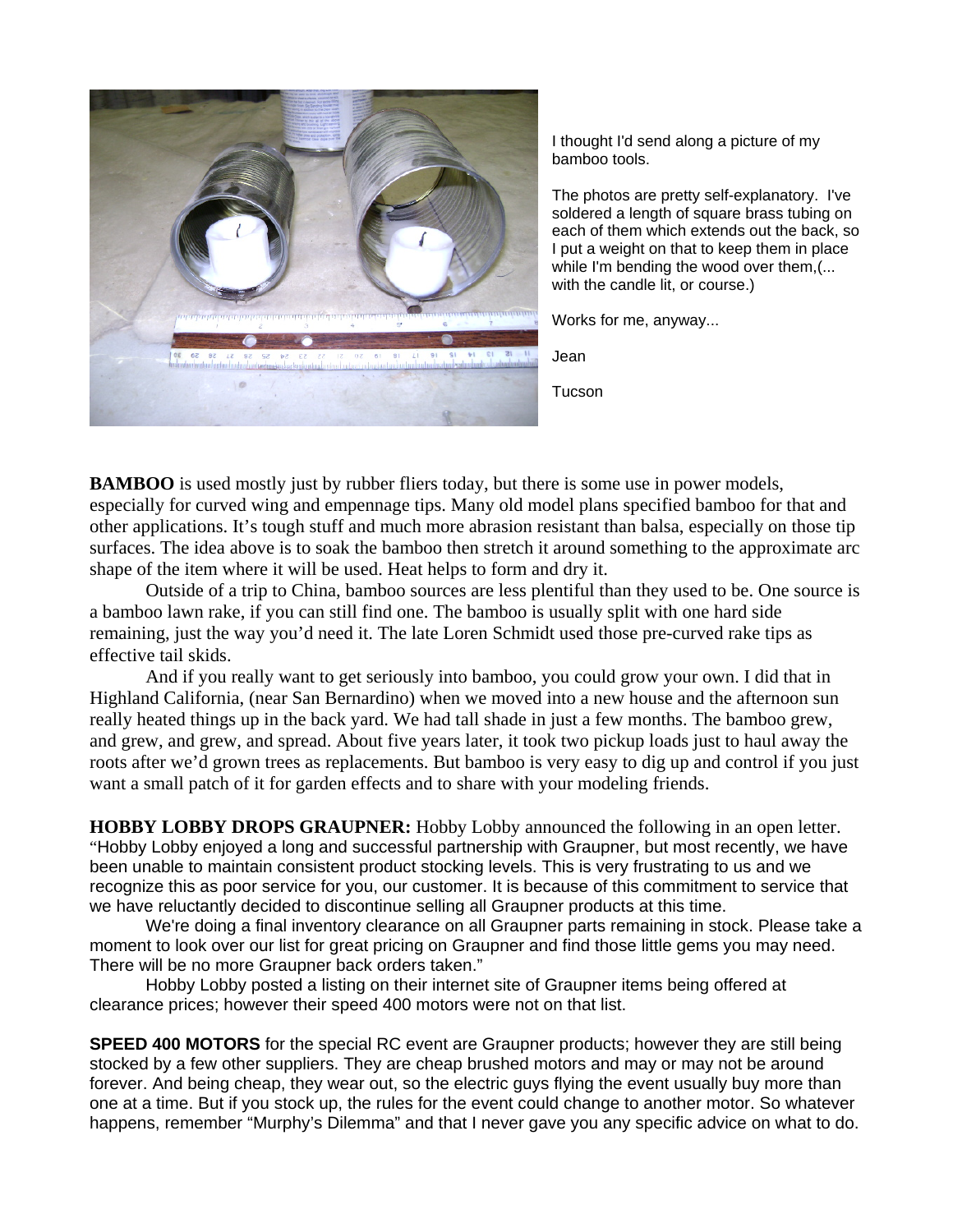I thought I'd send along a picture of my bamboo tools.

The photos are pretty self-explanatory. I've soldered a length of square brass tubing on each of them which extends out the back, so I put a weight on that to keep them in place while I'm bending the wood over them,(... with the candle lit, or course.)

Works for me, anyway...

Jean

Tucson

**BAMBOO** is used mostly just by rubber fliers today, but there is some use in power models, especially for curved wing and empennage tips. Many old model plans specified bamboo for that and other applications. It's tough stuff and much more abrasion resistant than balsa, especially on those tip surfaces. The idea above is to soak the bamboo then stretch it around something to the approximate arc shape of the item where it will be used. Heat helps to form and dry it.

Outside of a trip to China, bamboo sources are less plentiful than they used to be. One source is a bamboo lawn rake, if you can still find one. The bamboo is usually split with one hard side remaining, just the way you'd need it. The late Loren Schmidt used those pre-curved rake tips as effective tail skids.

And if you really want to get seriously into bamboo, you could grow your own. I did that in Highland California, (near San Bernardino) when we moved into a new house and the afternoon sun really heated things up in the back yard. We had tall shade in just a few months. The bamboo grew, and grew, and grew, and spread. About five years later, it took two pickup loads just to haul away the roots after we'd grown trees as replacements. But bamboo is very easy to dig up and control if you just want a small patch of it for garden effects and to share with your modeling friends.

**HOBBY LOBBY DROPS GRAUPNER:** Hobby Lobby announced the following in an open letter. "Hobby Lobby enjoyed a long and successful partnership with Graupner, but most recently, we have been unable to maintain consistent product stocking levels. This is very frustrating to us and we recognize this as poor service for you, our customer. It is because of this commitment to service that we have reluctantly decided to discontinue selling all Graupner products at this time.

We're doing a final inventory clearance on all Graupner parts remaining in stock. Please take a moment to look over our list for great pricing on Graupner and find those little gems you may need. There will be no more Graupner back orders taken."

Hobby Lobby posted a listing on their internet site of Graupner items being offered at clearance prices; however their speed 400 motors were not on that list.

**SPEED 400 MOTORS** for the special RC event are Graupner products; however they are still being stocked by a few other suppliers. They are cheap brushed motors and may or may not be around forever. And being cheap, they wear out, so the electric guys flying the event usually buy more than one at a time. But if you stock up, the rules for the event could change to another motor. So whatever happens, remember "Murphy's Dilemma" and that I never gave you any specific advice on what to do.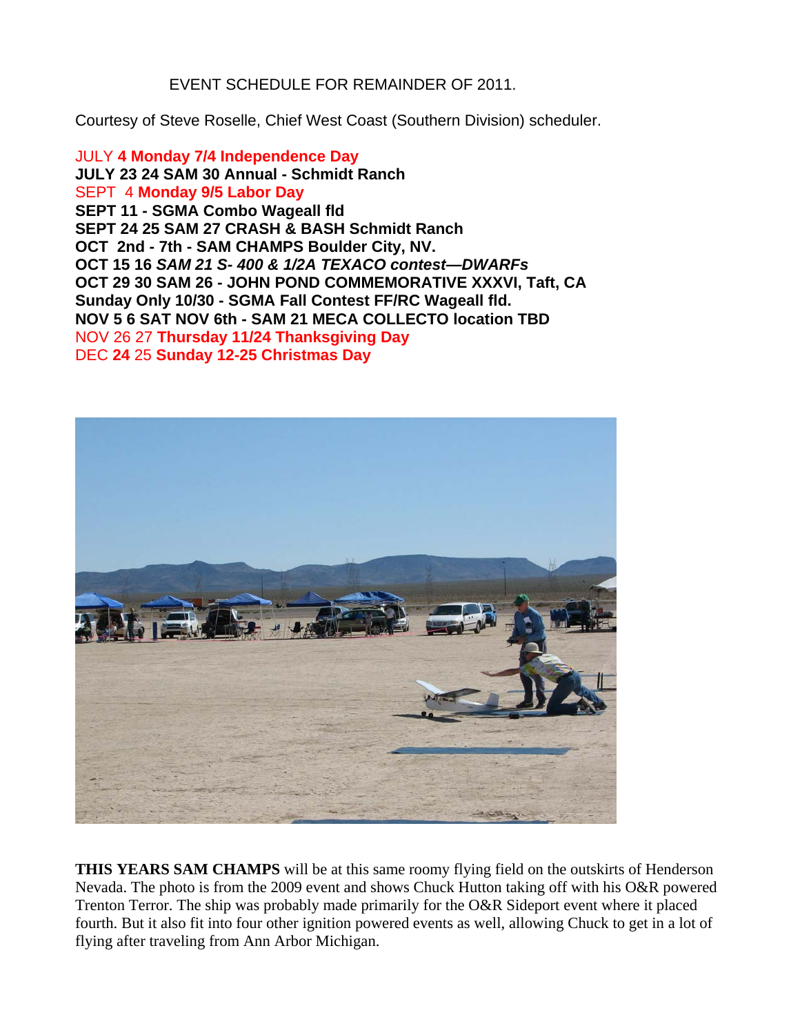EVENT SCHEDULE FOR REMAINDER OF 2011.

Courtesy of Steve Roselle, Chief West Coast (Southern Division) scheduler.

JULY **4 Monday 7/4 Independence Day**
**JULY 23 24 SAM 30 Annual - Schmidt Ranch**
SEPT 4 **Monday 9/5 Labor Day**
**SEPT 11 - SGMA Combo Wageall fld**
**SEPT 24 25 SAM 27 CRASH & BASH Schmidt Ranch**
**OCT 2nd - 7th - SAM CHAMPS Boulder City, NV.**
**OCT 15 16 *SAM 21 S- 400 & 1/2A TEXACO contest—DWARFs***
**OCT 29 30 SAM 26 - JOHN POND COMMEMORATIVE XXXVI, Taft, CA**
**Sunday Only 10/30 - SGMA Fall Contest FF/RC Wageall fld.**
**NOV 5 6 SAT NOV 6th - SAM 21 MECA COLLECTO location TBD**
NOV 26 27 **Thursday 11/24 Thanksgiving Day**
DEC **24** 25 **Sunday 12-25 Christmas Day**

**THIS YEARS SAM CHAMPS** will be at this same roomy flying field on the outskirts of Henderson Nevada. The photo is from the 2009 event and shows Chuck Hutton taking off with his O&R powered Trenton Terror. The ship was probably made primarily for the O&R Sideport event where it placed fourth. But it also fit into four other ignition powered events as well, allowing Chuck to get in a lot of flying after traveling from Ann Arbor Michigan.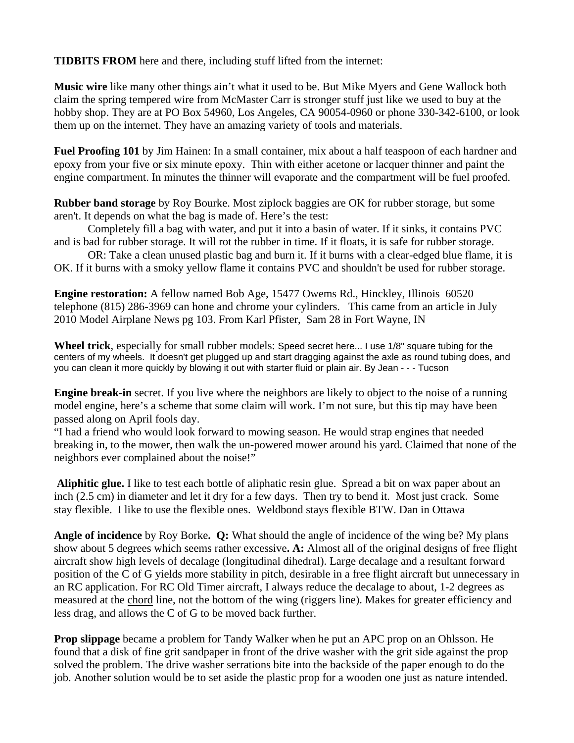**TIDBITS FROM** here and there, including stuff lifted from the internet:

**Music wire** like many other things ain't what it used to be. But Mike Myers and Gene Wallock both claim the spring tempered wire from McMaster Carr is stronger stuff just like we used to buy at the hobby shop. They are at PO Box 54960, Los Angeles, CA 90054-0960 or phone 330-342-6100, or look them up on the internet. They have an amazing variety of tools and materials.

**Fuel Proofing 101** by Jim Hainen: In a small container, mix about a half teaspoon of each hardner and epoxy from your five or six minute epoxy. Thin with either acetone or lacquer thinner and paint the engine compartment. In minutes the thinner will evaporate and the compartment will be fuel proofed.

**Rubber band storage** by Roy Bourke. Most ziplock baggies are OK for rubber storage, but some aren't. It depends on what the bag is made of. Here's the test:

Completely fill a bag with water, and put it into a basin of water. If it sinks, it contains PVC and is bad for rubber storage. It will rot the rubber in time. If it floats, it is safe for rubber storage.

OR: Take a clean unused plastic bag and burn it. If it burns with a clear-edged blue flame, it is OK. If it burns with a smoky yellow flame it contains PVC and shouldn't be used for rubber storage.

**Engine restoration:** A fellow named Bob Age, 15477 Owems Rd., Hinckley, Illinois 60520 telephone (815) 286-3969 can hone and chrome your cylinders. This came from an article in July 2010 Model Airplane News pg 103. From Karl Pfister, Sam 28 in Fort Wayne, IN

**Wheel trick**, especially for small rubber models: Speed secret here... I use 1/8" square tubing for the centers of my wheels. It doesn't get plugged up and start dragging against the axle as round tubing does, and you can clean it more quickly by blowing it out with starter fluid or plain air. By Jean - - - Tucson

**Engine break-in** secret. If you live where the neighbors are likely to object to the noise of a running model engine, here's a scheme that some claim will work. I'm not sure, but this tip may have been passed along on April fools day.

"I had a friend who would look forward to mowing season. He would strap engines that needed breaking in, to the mower, then walk the un-powered mower around his yard. Claimed that none of the neighbors ever complained about the noise!"

**Aliphitic glue.** I like to test each bottle of aliphatic resin glue. Spread a bit on wax paper about an inch (2.5 cm) in diameter and let it dry for a few days. Then try to bend it. Most just crack. Some stay flexible. I like to use the flexible ones. Weldbond stays flexible BTW. Dan in Ottawa

**Angle of incidence** by Roy Borke**. Q:** What should the angle of incidence of the wing be? My plans show about 5 degrees which seems rather excessive**. A:** Almost all of the original designs of free flight aircraft show high levels of decalage (longitudinal dihedral). Large decalage and a resultant forward position of the C of G yields more stability in pitch, desirable in a free flight aircraft but unnecessary in an RC application. For RC Old Timer aircraft, I always reduce the decalage to about, 1-2 degrees as measured at the chord line, not the bottom of the wing (riggers line). Makes for greater efficiency and less drag, and allows the C of G to be moved back further.

**Prop slippage** became a problem for Tandy Walker when he put an APC prop on an Ohlsson. He found that a disk of fine grit sandpaper in front of the drive washer with the grit side against the prop solved the problem. The drive washer serrations bite into the backside of the paper enough to do the job. Another solution would be to set aside the plastic prop for a wooden one just as nature intended.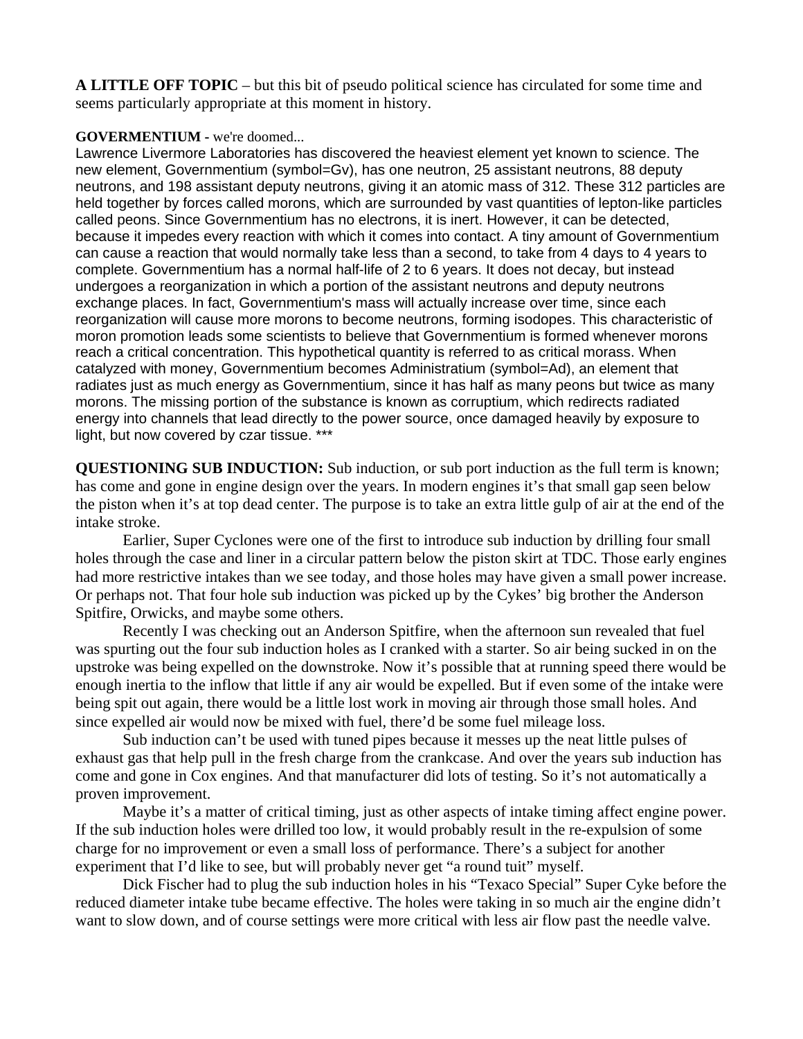**A LITTLE OFF TOPIC** – but this bit of pseudo political science has circulated for some time and seems particularly appropriate at this moment in history.

**GOVERMENTIUM** - we're doomed...

Lawrence Livermore Laboratories has discovered the heaviest element yet known to science. The new element, Governmentium (symbol=Gv), has one neutron, 25 assistant neutrons, 88 deputy neutrons, and 198 assistant deputy neutrons, giving it an atomic mass of 312. These 312 particles are held together by forces called morons, which are surrounded by vast quantities of lepton-like particles called peons. Since Governmentium has no electrons, it is inert. However, it can be detected, because it impedes every reaction with which it comes into contact. A tiny amount of Governmentium can cause a reaction that would normally take less than a second, to take from 4 days to 4 years to complete. Governmentium has a normal half-life of 2 to 6 years. It does not decay, but instead undergoes a reorganization in which a portion of the assistant neutrons and deputy neutrons exchange places. In fact, Governmentium's mass will actually increase over time, since each reorganization will cause more morons to become neutrons, forming isodopes. This characteristic of moron promotion leads some scientists to believe that Governmentium is formed whenever morons reach a critical concentration. This hypothetical quantity is referred to as critical morass. When catalyzed with money, Governmentium becomes Administratium (symbol=Ad), an element that radiates just as much energy as Governmentium, since it has half as many peons but twice as many morons. The missing portion of the substance is known as corruptium, which redirects radiated energy into channels that lead directly to the power source, once damaged heavily by exposure to light, but now covered by czar tissue. ***

**QUESTIONING SUB INDUCTION:** Sub induction, or sub port induction as the full term is known; has come and gone in engine design over the years. In modern engines it's that small gap seen below the piston when it's at top dead center. The purpose is to take an extra little gulp of air at the end of the intake stroke.

Earlier, Super Cyclones were one of the first to introduce sub induction by drilling four small holes through the case and liner in a circular pattern below the piston skirt at TDC. Those early engines had more restrictive intakes than we see today, and those holes may have given a small power increase. Or perhaps not. That four hole sub induction was picked up by the Cykes' big brother the Anderson Spitfire, Orwicks, and maybe some others.

Recently I was checking out an Anderson Spitfire, when the afternoon sun revealed that fuel was spurting out the four sub induction holes as I cranked with a starter. So air being sucked in on the upstroke was being expelled on the downstroke. Now it's possible that at running speed there would be enough inertia to the inflow that little if any air would be expelled. But if even some of the intake were being spit out again, there would be a little lost work in moving air through those small holes. And since expelled air would now be mixed with fuel, there'd be some fuel mileage loss.

Sub induction can't be used with tuned pipes because it messes up the neat little pulses of exhaust gas that help pull in the fresh charge from the crankcase. And over the years sub induction has come and gone in Cox engines. And that manufacturer did lots of testing. So it's not automatically a proven improvement.

Maybe it's a matter of critical timing, just as other aspects of intake timing affect engine power. If the sub induction holes were drilled too low, it would probably result in the re-expulsion of some charge for no improvement or even a small loss of performance. There's a subject for another experiment that I'd like to see, but will probably never get "a round tuit" myself.

Dick Fischer had to plug the sub induction holes in his "Texaco Special" Super Cyke before the reduced diameter intake tube became effective. The holes were taking in so much air the engine didn't want to slow down, and of course settings were more critical with less air flow past the needle valve.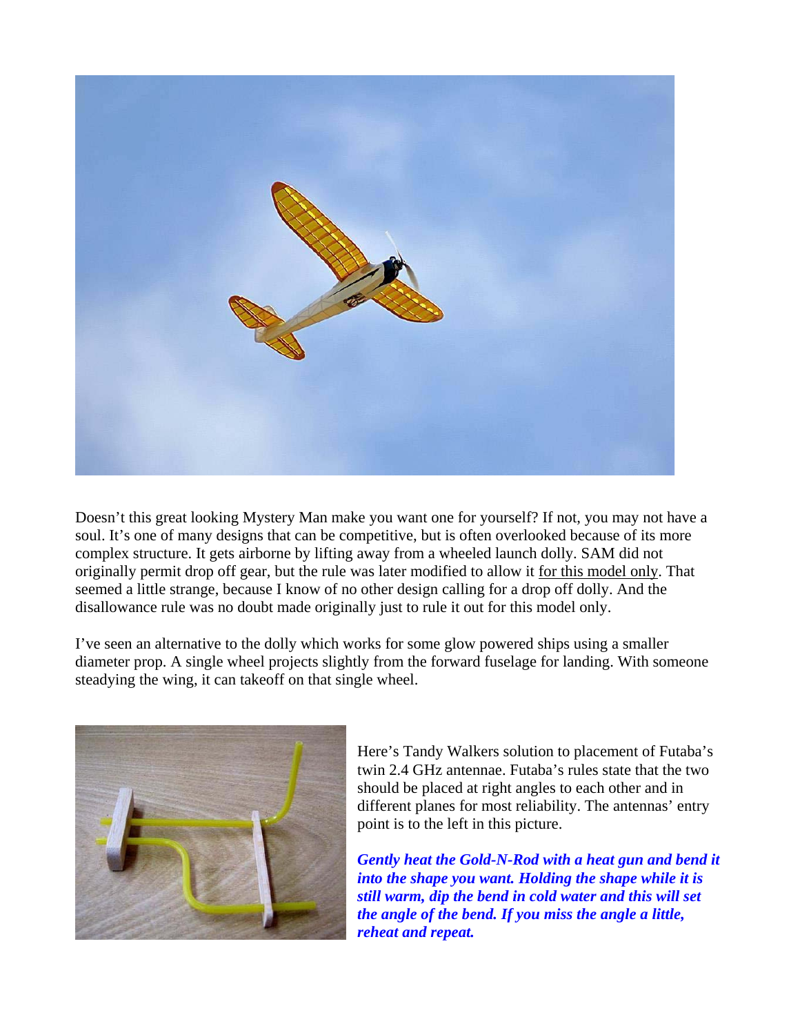Doesn't this great looking Mystery Man make you want one for yourself? If not, you may not have a soul. It's one of many designs that can be competitive, but is often overlooked because of its more complex structure. It gets airborne by lifting away from a wheeled launch dolly. SAM did not originally permit drop off gear, but the rule was later modified to allow it for this model only. That seemed a little strange, because I know of no other design calling for a drop off dolly. And the disallowance rule was no doubt made originally just to rule it out for this model only.

I've seen an alternative to the dolly which works for some glow powered ships using a smaller diameter prop. A single wheel projects slightly from the forward fuselage for landing. With someone steadying the wing, it can takeoff on that single wheel.

Here's Tandy Walkers solution to placement of Futaba's twin 2.4 GHz antennae. Futaba's rules state that the two should be placed at right angles to each other and in different planes for most reliability. The antennas' entry point is to the left in this picture.

***Gently heat the Gold-N-Rod with a heat gun and bend it into the shape you want. Holding the shape while it is still warm, dip the bend in cold water and this will set the angle of the bend. If you miss the angle a little, reheat and repeat.***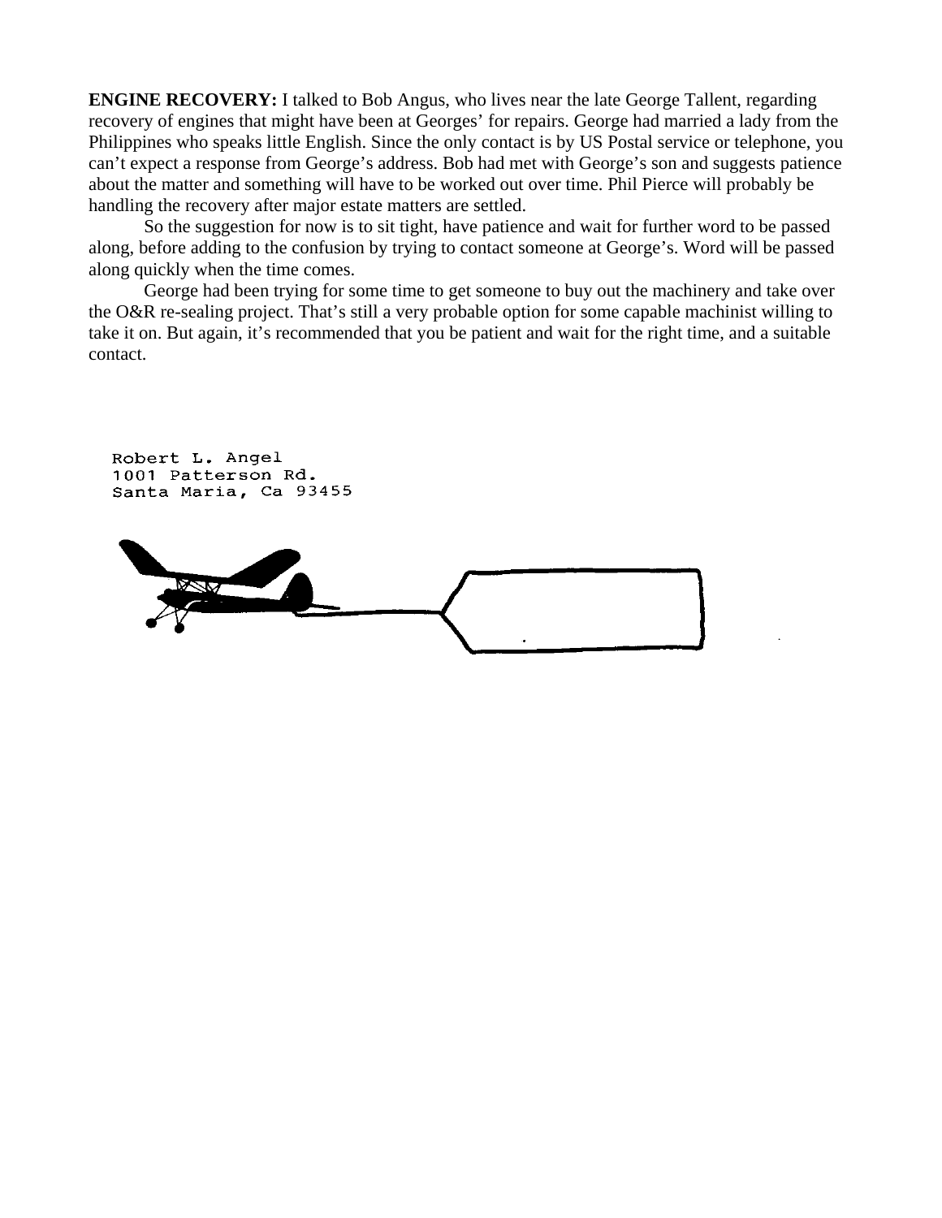**ENGINE RECOVERY:** I talked to Bob Angus, who lives near the late George Tallent, regarding recovery of engines that might have been at Georges' for repairs. George had married a lady from the Philippines who speaks little English. Since the only contact is by US Postal service or telephone, you can't expect a response from George's address. Bob had met with George's son and suggests patience about the matter and something will have to be worked out over time. Phil Pierce will probably be handling the recovery after major estate matters are settled.

So the suggestion for now is to sit tight, have patience and wait for further word to be passed along, before adding to the confusion by trying to contact someone at George's. Word will be passed along quickly when the time comes.

George had been trying for some time to get someone to buy out the machinery and take over the O&R re-sealing project. That's still a very probable option for some capable machinist willing to take it on. But again, it's recommended that you be patient and wait for the right time, and a suitable contact.

Robert L. Angel
1001 Patterson Rd.
Santa Maria, Ca 93455